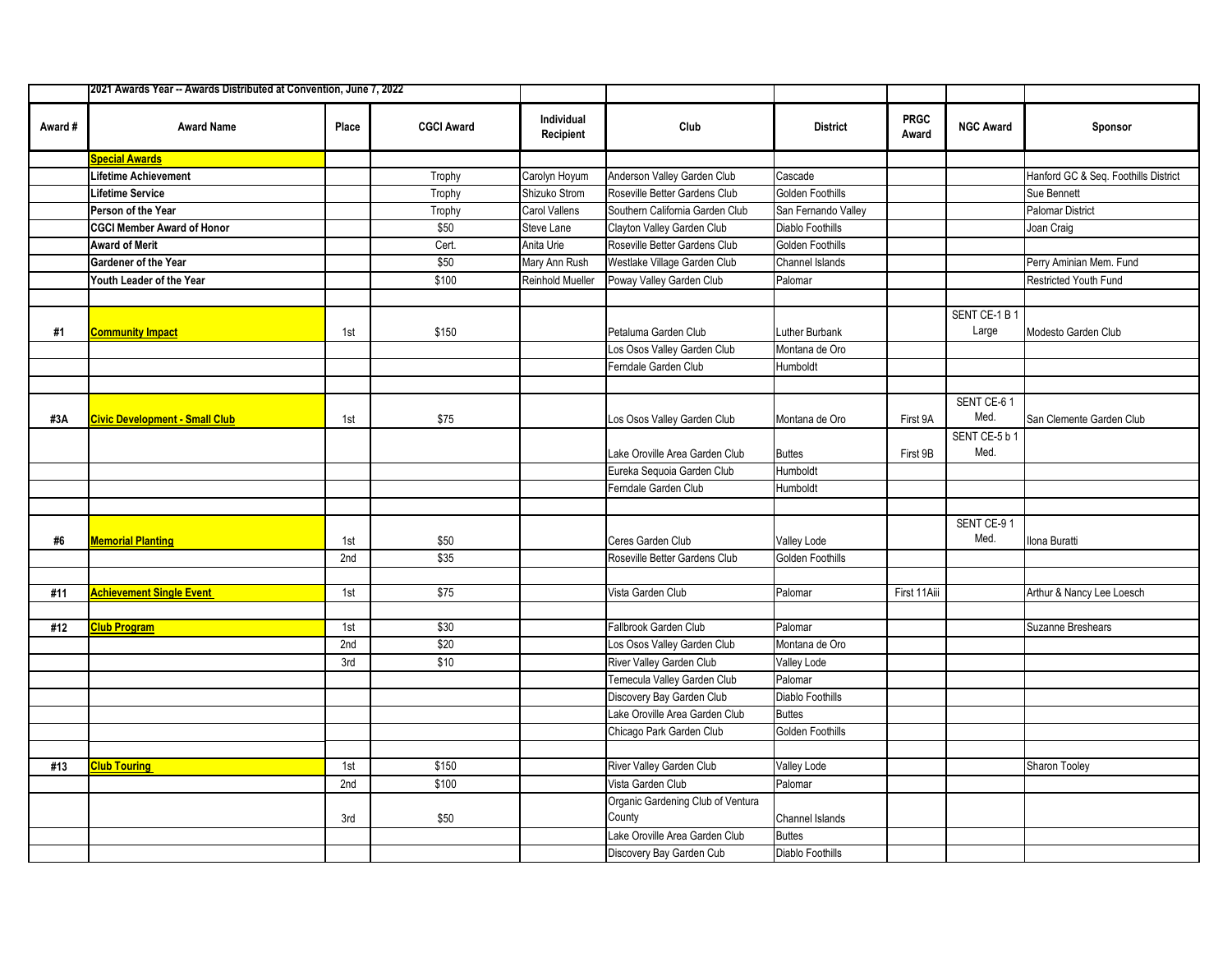| | 2021 Awards Year -- Awards Distributed at Convention, June 7, 2022 | | | | | | | | |
|---|---|---|---|---|---|---|---|---|---|
| **Award #** | **Award Name** | **Place** | **CGCI Award** | **Individual Recipient** | **Club** | **District** | **PRGC Award** | **NGC Award** | **Sponsor** |
| | **Special Awards** | | | | | | | | |
| | **Lifetime Achievement** | | Trophy | Carolyn Hoyum | Anderson Valley Garden Club | Cascade | | | Hanford GC & Seq. Foothills District |
| | **Lifetime Service** | | Trophy | Shizuko Strom | Roseville Better Gardens Club | Golden Foothills | | | Sue Bennett |
| | **Person of the Year** | | Trophy | Carol Vallens | Southern California Garden Club | San Fernando Valley | | | Palomar District |
| | **CGCI Member Award of Honor** | | $50 | Steve Lane | Clayton Valley Garden Club | Diablo Foothills | | | Joan Craig |
| | **Award of Merit** | | Cert. | Anita Urie | Roseville Better Gardens Club | Golden Foothills | | | |
| | **Gardener of the Year** | | $50 | Mary Ann Rush | Westlake Village Garden Club | Channel Islands | | | Perry Aminian Mem. Fund |
| | **Youth Leader of the Year** | | $100 | Reinhold Mueller | Poway Valley Garden Club | Palomar | | | Restricted Youth Fund |
| | | | | | | | | | |
| **#1** | **Community Impact** | 1st | $150 | | Petaluma Garden Club | Luther Burbank | | SENT CE-1 B 1 Large | Modesto Garden Club |
| | | | | | Los Osos Valley Garden Club | Montana de Oro | | | |
| | | | | | Ferndale Garden Club | Humboldt | | | |
| | | | | | | | | | |
| **#3A** | **Civic Development - Small Club** | 1st | $75 | | Los Osos Valley Garden Club | Montana de Oro | First 9A | SENT CE-6 1 Med. | San Clemente Garden Club |
| | | | | | Lake Oroville Area Garden Club | Buttes | First 9B | SENT CE-5 b 1 Med. | |
| | | | | | Eureka Sequoia Garden Club | Humboldt | | | |
| | | | | | Ferndale Garden Club | Humboldt | | | |
| | | | | | | | | | |
| **#6** | **Memorial Planting** | 1st | $50 | | Ceres Garden Club | Valley Lode | | SENT CE-9 1 Med. | Ilona Buratti |
| | | 2nd | $35 | | Roseville Better Gardens Club | Golden Foothills | | | |
| | | | | | | | | | |
| **#11** | **Achievement Single Event** | 1st | $75 | | Vista Garden Club | Palomar | First 11Aiii | | Arthur & Nancy Lee Loesch |
| | | | | | | | | | |
| **#12** | **Club Program** | 1st | $30 | | Fallbrook Garden Club | Palomar | | | Suzanne Breshears |
| | | 2nd | $20 | | Los Osos Valley Garden Club | Montana de Oro | | | |
| | | 3rd | $10 | | River Valley Garden Club | Valley Lode | | | |
| | | | | | Temecula Valley Garden Club | Palomar | | | |
| | | | | | Discovery Bay Garden Club | Diablo Foothills | | | |
| | | | | | Lake Oroville Area Garden Club | Buttes | | | |
| | | | | | Chicago Park Garden Club | Golden Foothills | | | |
| | | | | | | | | | |
| **#13** | **Club Touring** | 1st | $150 | | River Valley Garden Club | Valley Lode | | | Sharon Tooley |
| | | 2nd | $100 | | Vista Garden Club | Palomar | | | |
| | | 3rd | $50 | | Organic Gardening Club of Ventura County | Channel Islands | | | |
| | | | | | Lake Oroville Area Garden Club | Buttes | | | |
| | | | | | Discovery Bay Garden Cub | Diablo Foothills | | | |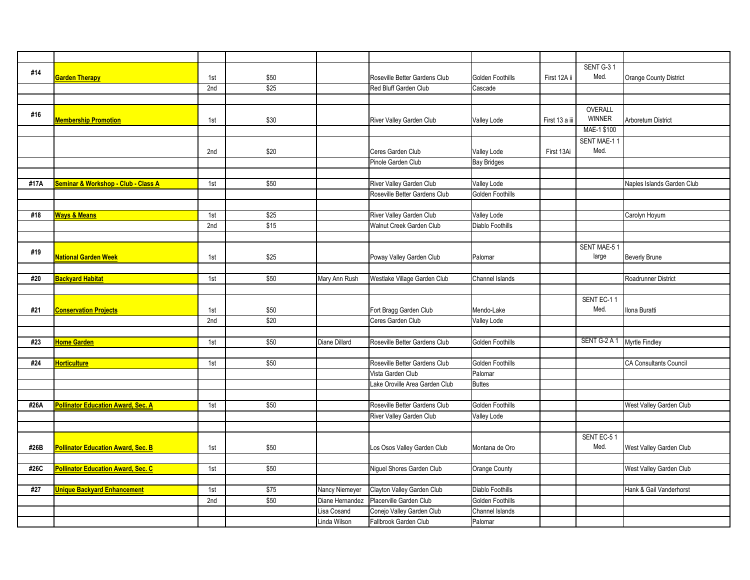| | | | | | | | | | |
|---|---|---|---|---|---|---|---|---|---|
| #14 | **Garden Therapy** | 1st | $50 | | Roseville Better Gardens Club | Golden Foothills | First 12A ii | SENT G-3 1 Med. | Orange County District |
| | | 2nd | $25 | | Red Bluff Garden Club | Cascade | | | |
| | | | | | | | | | |
| #16 | **Membership Promotion** | 1st | $30 | | River Valley Garden Club | Valley Lode | First 13 a iii | OVERALL WINNER | Arboretum District |
| | | | | | | | | MAE-1 $100 | |
| | | 2nd | $20 | | Ceres Garden Club | Valley Lode | First 13Ai | SENT MAE-1 1 Med. | |
| | | | | | Pinole Garden Club | Bay Bridges | | | |
| | | | | | | | | | |
| #17A | **Seminar & Workshop - Club - Class A** | 1st | $50 | | River Valley Garden Club | Valley Lode | | | Naples Islands Garden Club |
| | | | | | Roseville Better Gardens Club | Golden Foothills | | | |
| | | | | | | | | | |
| #18 | **Ways & Means** | 1st | $25 | | River Valley Garden Club | Valley Lode | | | Carolyn Hoyum |
| | | 2nd | $15 | | Walnut Creek Garden Club | Diablo Foothills | | | |
| | | | | | | | | | |
| #19 | **National Garden Week** | 1st | $25 | | Poway Valley Garden Club | Palomar | | SENT MAE-5 1 large | Beverly Brune |
| | | | | | | | | | |
| #20 | **Backyard Habitat** | 1st | $50 | Mary Ann Rush | Westlake Village Garden Club | Channel Islands | | | Roadrunner District |
| | | | | | | | | | |
| #21 | **Conservation Projects** | 1st | $50 | | Fort Bragg Garden Club | Mendo-Lake | | SENT EC-1 1 Med. | Ilona Buratti |
| | | 2nd | $20 | | Ceres Garden Club | Valley Lode | | | |
| | | | | | | | | | |
| #23 | **Home Garden** | 1st | $50 | Diane Dillard | Roseville Better Gardens Club | Golden Foothills | | SENT G-2 A 1 | Myrtle Findley |
| | | | | | | | | | |
| #24 | **Horticulture** | 1st | $50 | | Roseville Better Gardens Club | Golden Foothills | | | CA Consultants Council |
| | | | | | Vista Garden Club | Palomar | | | |
| | | | | | Lake Oroville Area Garden Club | Buttes | | | |
| | | | | | | | | | |
| #26A | **Pollinator Education Award, Sec. A** | 1st | $50 | | Roseville Better Gardens Club | Golden Foothills | | | West Valley Garden Club |
| | | | | | River Valley Garden Club | Valley Lode | | | |
| | | | | | | | | | |
| #26B | **Pollinator Education Award, Sec. B** | 1st | $50 | | Los Osos Valley Garden Club | Montana de Oro | | SENT EC-5 1 Med. | West Valley Garden Club |
| | | | | | | | | | |
| #26C | **Pollinator Education Award, Sec. C** | 1st | $50 | | Niguel Shores Garden Club | Orange County | | | West Valley Garden Club |
| | | | | | | | | | |
| #27 | **Unique Backyard Enhancement** | 1st | $75 | Nancy Niemeyer | Clayton Valley Garden Club | Diablo Foothills | | | Hank & Gail Vanderhorst |
| | | 2nd | $50 | Diane Hernandez | Placerville Garden Club | Golden Foothills | | | |
| | | | | Lisa Cosand | Conejo Valley Garden Club | Channel Islands | | | |
| | | | | Linda Wilson | Fallbrook Garden Club | Palomar | | | |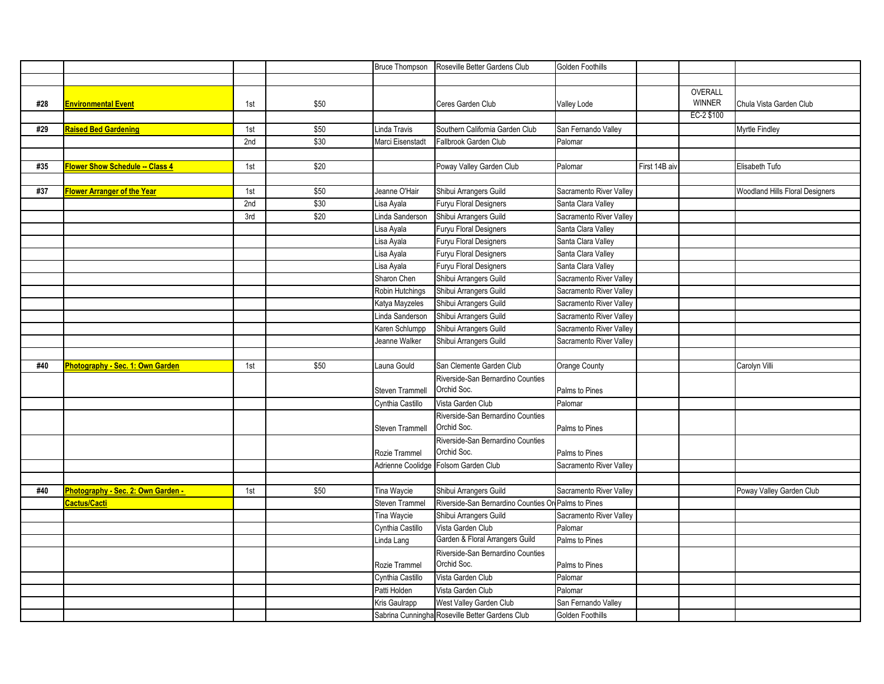| | | | | | | | | | |
|---|---|---|---|---|---|---|---|---|---|
| | | | | Bruce Thompson | Roseville Better Gardens Club | Golden Foothills | | | |
| | | | | | | | | | |
| #28 | **Environmental Event** | 1st | $50 | | Ceres Garden Club | Valley Lode | | OVERALL WINNER EC-2 $100 | Chula Vista Garden Club |
| #29 | **Raised Bed Gardening** | 1st | $50 | Linda Travis | Southern California Garden Club | San Fernando Valley | | | Myrtle Findley |
| | | 2nd | $30 | Marci Eisenstadt | Fallbrook Garden Club | Palomar | | | |
| | | | | | | | | | |
| #35 | **Flower Show Schedule -- Class 4** | 1st | $20 | | Poway Valley Garden Club | Palomar | First 14B aiv | | Elisabeth Tufo |
| | | | | | | | | | |
| #37 | **Flower Arranger of the Year** | 1st | $50 | Jeanne O'Hair | Shibui Arrangers Guild | Sacramento River Valley | | | Woodland Hills Floral Designers |
| | | 2nd | $30 | Lisa Ayala | Furyu Floral Designers | Santa Clara Valley | | | |
| | | 3rd | $20 | Linda Sanderson | Shibui Arrangers Guild | Sacramento River Valley | | | |
| | | | | Lisa Ayala | Furyu Floral Designers | Santa Clara Valley | | | |
| | | | | Lisa Ayala | Furyu Floral Designers | Santa Clara Valley | | | |
| | | | | Lisa Ayala | Furyu Floral Designers | Santa Clara Valley | | | |
| | | | | Lisa Ayala | Furyu Floral Designers | Santa Clara Valley | | | |
| | | | | Sharon Chen | Shibui Arrangers Guild | Sacramento River Valley | | | |
| | | | | Robin Hutchings | Shibui Arrangers Guild | Sacramento River Valley | | | |
| | | | | Katya Mayzeles | Shibui Arrangers Guild | Sacramento River Valley | | | |
| | | | | Linda Sanderson | Shibui Arrangers Guild | Sacramento River Valley | | | |
| | | | | Karen Schlumpp | Shibui Arrangers Guild | Sacramento River Valley | | | |
| | | | | Jeanne Walker | Shibui Arrangers Guild | Sacramento River Valley | | | |
| | | | | | | | | | |
| #40 | **Photography - Sec. 1: Own Garden** | 1st | $50 | Launa Gould | San Clemente Garden Club | Orange County | | | Carolyn Villi |
| | | | | Steven Trammell | Riverside-San Bernardino Counties Orchid Soc. | Palms to Pines | | | |
| | | | | Cynthia Castillo | Vista Garden Club | Palomar | | | |
| | | | | Steven Trammell | Riverside-San Bernardino Counties Orchid Soc. | Palms to Pines | | | |
| | | | | Rozie Trammel | Riverside-San Bernardino Counties Orchid Soc. | Palms to Pines | | | |
| | | | | Adrienne Coolidge | Folsom Garden Club | Sacramento River Valley | | | |
| | | | | | | | | | |
| #40 | **Photography - Sec. 2: Own Garden - Cactus/Cacti** | 1st | $50 | Tina Waycie | Shibui Arrangers Guild | Sacramento River Valley | | | Poway Valley Garden Club |
| | | | | Steven Trammel | Riverside-San Bernardino Counties Or | Palms to Pines | | | |
| | | | | Tina Waycie | Shibui Arrangers Guild | Sacramento River Valley | | | |
| | | | | Cynthia Castillo | Vista Garden Club | Palomar | | | |
| | | | | Linda Lang | Garden & Floral Arrangers Guild | Palms to Pines | | | |
| | | | | Rozie Trammel | Riverside-San Bernardino Counties Orchid Soc. | Palms to Pines | | | |
| | | | | Cynthia Castillo | Vista Garden Club | Palomar | | | |
| | | | | Patti Holden | Vista Garden Club | Palomar | | | |
| | | | | Kris Gaulrapp | West Valley Garden Club | San Fernando Valley | | | |
| | | | | Sabrina Cunningha | Roseville Better Gardens Club | Golden Foothills | | | |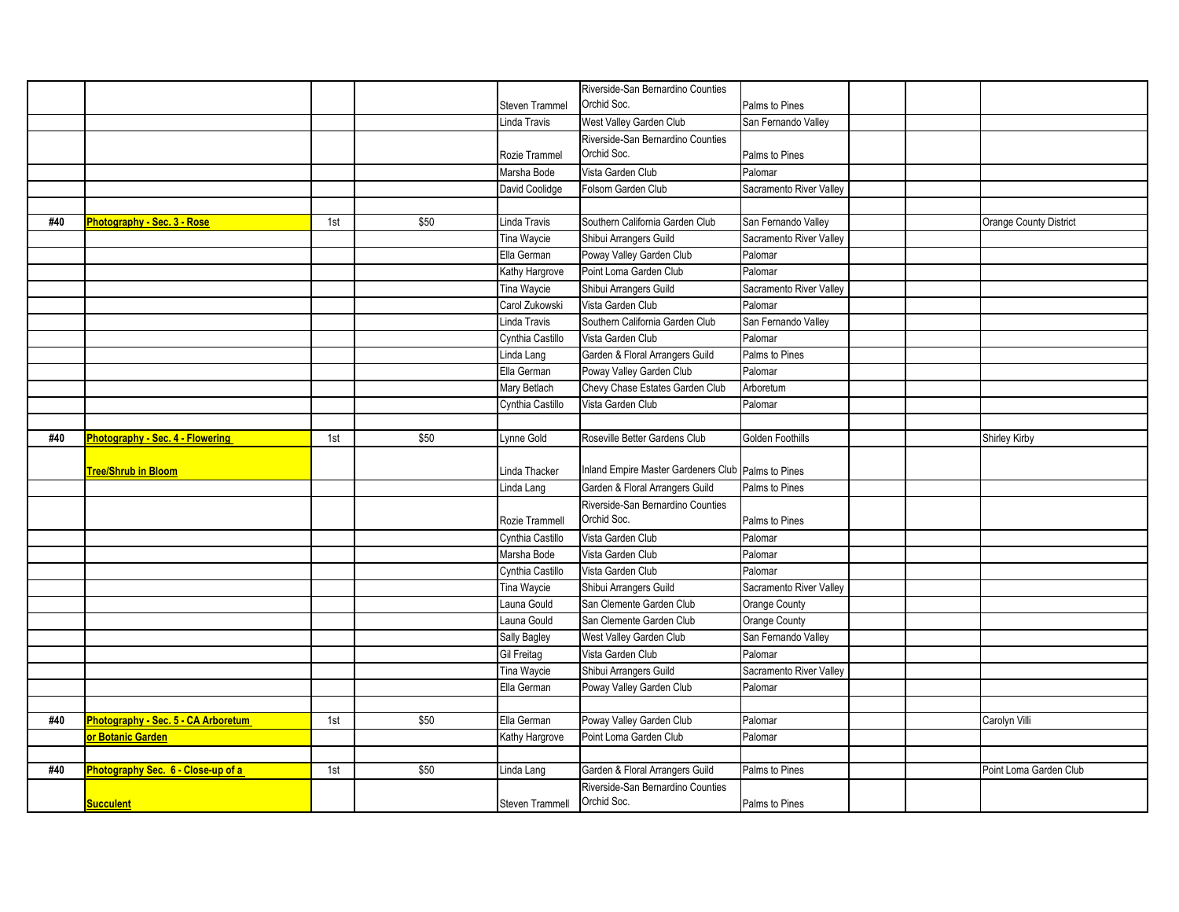| | | | | | | | | | |
|---|---|---|---|---|---|---|---|---|---|
| | | | | Steven Trammel | Riverside-San Bernardino Counties Orchid Soc. | Palms to Pines | | | |
| | | | | Linda Travis | West Valley Garden Club | San Fernando Valley | | | |
| | | | | Rozie Trammel | Riverside-San Bernardino Counties Orchid Soc. | Palms to Pines | | | |
| | | | | Marsha Bode | Vista Garden Club | Palomar | | | |
| | | | | David Coolidge | Folsom Garden Club | Sacramento River Valley | | | |
| | | | | | | | | | |
| #40 | **Photography - Sec. 3 - Rose** | 1st | $50 | Linda Travis | Southern California Garden Club | San Fernando Valley | | | Orange County District |
| | | | | Tina Waycie | Shibui Arrangers Guild | Sacramento River Valley | | | |
| | | | | Ella German | Poway Valley Garden Club | Palomar | | | |
| | | | | Kathy Hargrove | Point Loma Garden Club | Palomar | | | |
| | | | | Tina Waycie | Shibui Arrangers Guild | Sacramento River Valley | | | |
| | | | | Carol Zukowski | Vista Garden Club | Palomar | | | |
| | | | | Linda Travis | Southern California Garden Club | San Fernando Valley | | | |
| | | | | Cynthia Castillo | Vista Garden Club | Palomar | | | |
| | | | | Linda Lang | Garden & Floral Arrangers Guild | Palms to Pines | | | |
| | | | | Ella German | Poway Valley Garden Club | Palomar | | | |
| | | | | Mary Betlach | Chevy Chase Estates Garden Club | Arboretum | | | |
| | | | | Cynthia Castillo | Vista Garden Club | Palomar | | | |
| | | | | | | | | | |
| #40 | **Photography - Sec. 4 - Flowering** | 1st | $50 | Lynne Gold | Roseville Better Gardens Club | Golden Foothills | | | Shirley Kirby |
| | **Tree/Shrub in Bloom** | | | Linda Thacker | Inland Empire Master Gardeners Club | Palms to Pines | | | |
| | | | | Linda Lang | Garden & Floral Arrangers Guild | Palms to Pines | | | |
| | | | | Rozie Trammell | Riverside-San Bernardino Counties Orchid Soc. | Palms to Pines | | | |
| | | | | Cynthia Castillo | Vista Garden Club | Palomar | | | |
| | | | | Marsha Bode | Vista Garden Club | Palomar | | | |
| | | | | Cynthia Castillo | Vista Garden Club | Palomar | | | |
| | | | | Tina Waycie | Shibui Arrangers Guild | Sacramento River Valley | | | |
| | | | | Launa Gould | San Clemente Garden Club | Orange County | | | |
| | | | | Launa Gould | San Clemente Garden Club | Orange County | | | |
| | | | | Sally Bagley | West Valley Garden Club | San Fernando Valley | | | |
| | | | | Gil Freitag | Vista Garden Club | Palomar | | | |
| | | | | Tina Waycie | Shibui Arrangers Guild | Sacramento River Valley | | | |
| | | | | Ella German | Poway Valley Garden Club | Palomar | | | |
| | | | | | | | | | |
| #40 | **Photography - Sec. 5 - CA Arboretum** | 1st | $50 | Ella German | Poway Valley Garden Club | Palomar | | | Carolyn Villi |
| | **or Botanic Garden** | | | Kathy Hargrove | Point Loma Garden Club | Palomar | | | |
| | | | | | | | | | |
| #40 | **Photography Sec. 6 - Close-up of a** | 1st | $50 | Linda Lang | Garden & Floral Arrangers Guild | Palms to Pines | | | Point Loma Garden Club |
| | **Succulent** | | | Steven Trammell | Riverside-San Bernardino Counties Orchid Soc. | Palms to Pines | | | |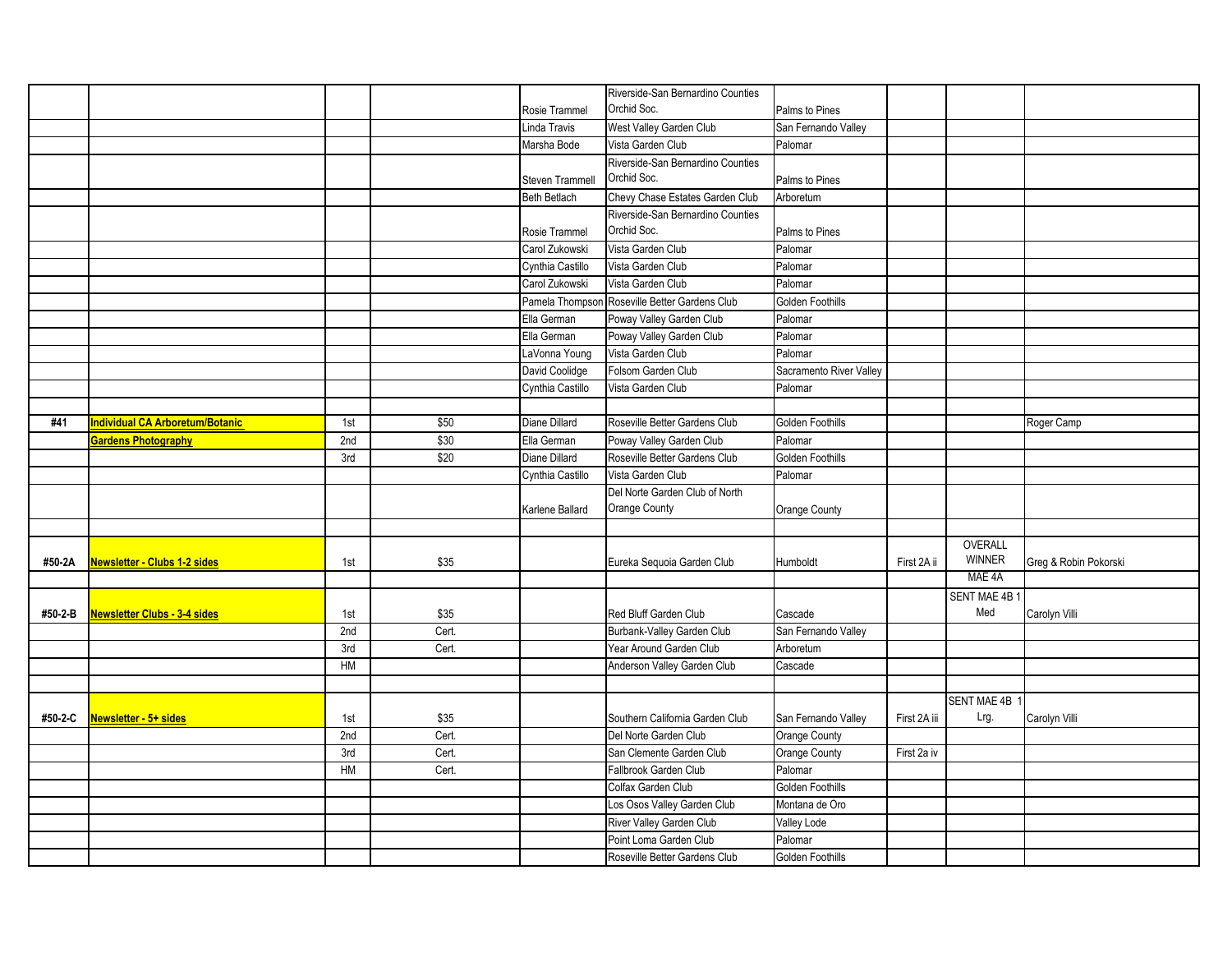| | | | | | | | | | |
|---|---|---|---|---|---|---|---|---|---|
| | | | | Rosie Trammel | Riverside-San Bernardino Counties Orchid Soc. | Palms to Pines | | | |
| | | | | Linda Travis | West Valley Garden Club | San Fernando Valley | | | |
| | | | | Marsha Bode | Vista Garden Club | Palomar | | | |
| | | | | Steven Trammell | Riverside-San Bernardino Counties Orchid Soc. | Palms to Pines | | | |
| | | | | Beth Betlach | Chevy Chase Estates Garden Club | Arboretum | | | |
| | | | | Rosie Trammel | Riverside-San Bernardino Counties Orchid Soc. | Palms to Pines | | | |
| | | | | Carol Zukowski | Vista Garden Club | Palomar | | | |
| | | | | Cynthia Castillo | Vista Garden Club | Palomar | | | |
| | | | | Carol Zukowski | Vista Garden Club | Palomar | | | |
| | | | | Pamela Thompson | Roseville Better Gardens Club | Golden Foothills | | | |
| | | | | Ella German | Poway Valley Garden Club | Palomar | | | |
| | | | | Ella German | Poway Valley Garden Club | Palomar | | | |
| | | | | LaVonna Young | Vista Garden Club | Palomar | | | |
| | | | | David Coolidge | Folsom Garden Club | Sacramento River Valley | | | |
| | | | | Cynthia Castillo | Vista Garden Club | Palomar | | | |
| | | | | | | | | | |
| #41 | **Individual CA Arboretum/Botanic** | 1st | $50 | Diane Dillard | Roseville Better Gardens Club | Golden Foothills | | | Roger Camp |
| | **Gardens Photography** | 2nd | $30 | Ella German | Poway Valley Garden Club | Palomar | | | |
| | | 3rd | $20 | Diane Dillard | Roseville Better Gardens Club | Golden Foothills | | | |
| | | | | Cynthia Castillo | Vista Garden Club | Palomar | | | |
| | | | | Karlene Ballard | Del Norte Garden Club of North Orange County | Orange County | | | |
| | | | | | | | | | |
| #50-2A | **Newsletter - Clubs 1-2 sides** | 1st | $35 | | Eureka Sequoia Garden Club | Humboldt | First 2A ii | OVERALL WINNER | Greg & Robin Pokorski |
| | | | | | | | | MAE 4A | |
| #50-2-B | **Newsletter Clubs - 3-4 sides** | 1st | $35 | | Red Bluff Garden Club | Cascade | | SENT MAE 4B 1 Med | Carolyn Villi |
| | | 2nd | Cert. | | Burbank-Valley Garden Club | San Fernando Valley | | | |
| | | 3rd | Cert. | | Year Around Garden Club | Arboretum | | | |
| | | HM | | | Anderson Valley Garden Club | Cascade | | | |
| | | | | | | | | | |
| #50-2-C | **Newsletter - 5+ sides** | 1st | $35 | | Southern California Garden Club | San Fernando Valley | First 2A iii | SENT MAE 4B 1 Lrg. | Carolyn Villi |
| | | 2nd | Cert. | | Del Norte Garden Club | Orange County | | | |
| | | 3rd | Cert. | | San Clemente Garden Club | Orange County | First 2a iv | | |
| | | HM | Cert. | | Fallbrook Garden Club | Palomar | | | |
| | | | | | Colfax Garden Club | Golden Foothills | | | |
| | | | | | Los Osos Valley Garden Club | Montana de Oro | | | |
| | | | | | River Valley Garden Club | Valley Lode | | | |
| | | | | | Point Loma Garden Club | Palomar | | | |
| | | | | | Roseville Better Gardens Club | Golden Foothills | | | |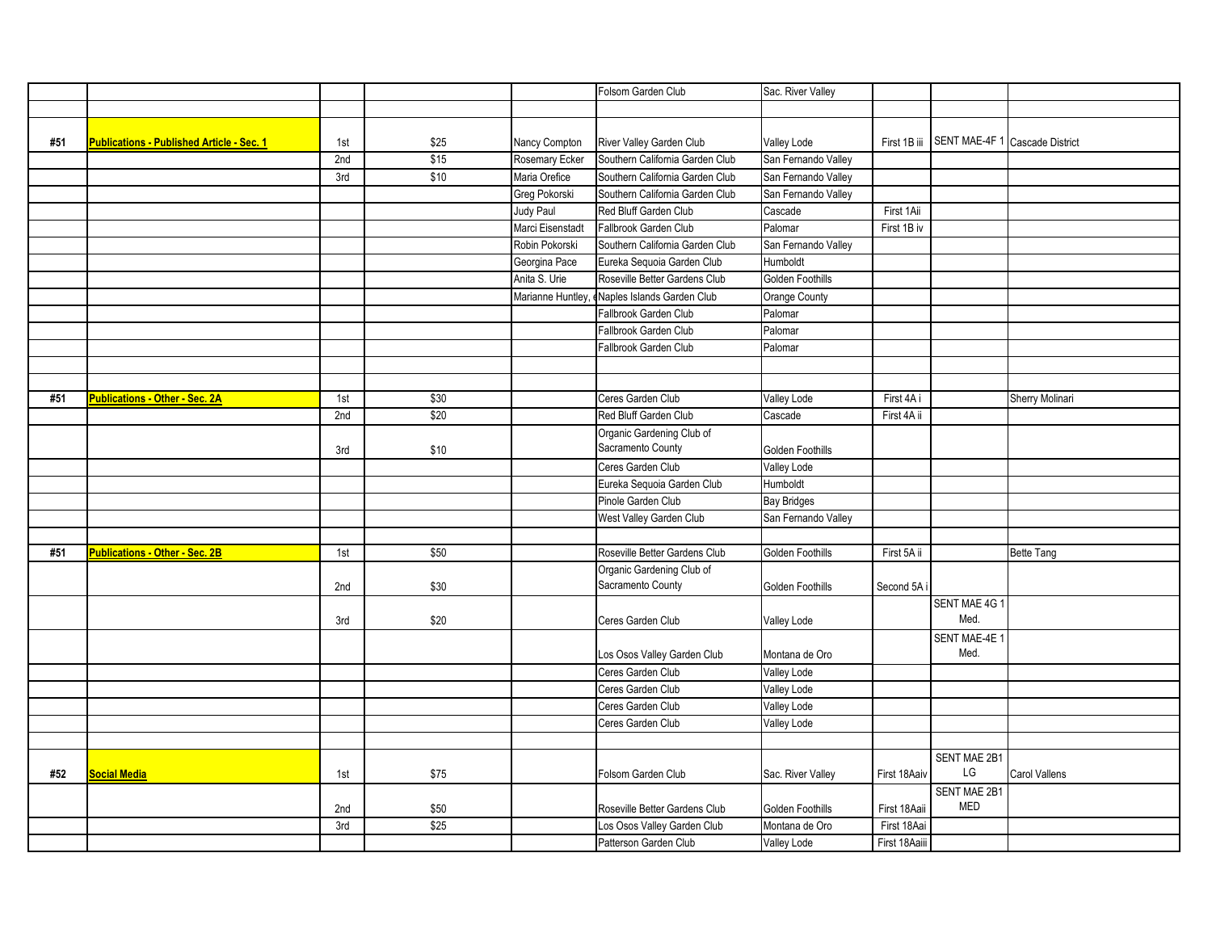| | | | | | | | | | |
|---|---|---|---|---|---|---|---|---|---|
| | | | | | Folsom Garden Club | Sac. River Valley | | | |
| | | | | | | | | | |
| #51 | **Publications - Published Article - Sec. 1** | 1st | $25 | Nancy Compton | River Valley Garden Club | Valley Lode | First 1B iii | SENT MAE-4F 1 | Cascade District |
| | | 2nd | $15 | Rosemary Ecker | Southern California Garden Club | San Fernando Valley | | | |
| | | 3rd | $10 | Maria Orefice | Southern California Garden Club | San Fernando Valley | | | |
| | | | | Greg Pokorski | Southern California Garden Club | San Fernando Valley | | | |
| | | | | Judy Paul | Red Bluff Garden Club | Cascade | First 1Aii | | |
| | | | | Marci Eisenstadt | Fallbrook Garden Club | Palomar | First 1B iv | | |
| | | | | Robin Pokorski | Southern California Garden Club | San Fernando Valley | | | |
| | | | | Georgina Pace | Eureka Sequoia Garden Club | Humboldt | | | |
| | | | | Anita S. Urie | Roseville Better Gardens Club | Golden Foothills | | | |
| | | | | Marianne Huntley, | Naples Islands Garden Club | Orange County | | | |
| | | | | | Fallbrook Garden Club | Palomar | | | |
| | | | | | Fallbrook Garden Club | Palomar | | | |
| | | | | | Fallbrook Garden Club | Palomar | | | |
| | | | | | | | | | |
| | | | | | | | | | |
| #51 | **Publications - Other - Sec. 2A** | 1st | $30 | | Ceres Garden Club | Valley Lode | First 4A i | | Sherry Molinari |
| | | 2nd | $20 | | Red Bluff Garden Club | Cascade | First 4A ii | | |
| | | 3rd | $10 | | Organic Gardening Club of Sacramento County | Golden Foothills | | | |
| | | | | | Ceres Garden Club | Valley Lode | | | |
| | | | | | Eureka Sequoia Garden Club | Humboldt | | | |
| | | | | | Pinole Garden Club | Bay Bridges | | | |
| | | | | | West Valley Garden Club | San Fernando Valley | | | |
| | | | | | | | | | |
| #51 | **Publications - Other - Sec. 2B** | 1st | $50 | | Roseville Better Gardens Club | Golden Foothills | First 5A ii | | Bette Tang |
| | | 2nd | $30 | | Organic Gardening Club of Sacramento County | Golden Foothills | Second 5A i | | |
| | | 3rd | $20 | | Ceres Garden Club | Valley Lode | | SENT MAE 4G 1 Med. | |
| | | | | | Los Osos Valley Garden Club | Montana de Oro | | SENT MAE-4E 1 Med. | |
| | | | | | Ceres Garden Club | Valley Lode | | | |
| | | | | | Ceres Garden Club | Valley Lode | | | |
| | | | | | Ceres Garden Club | Valley Lode | | | |
| | | | | | Ceres Garden Club | Valley Lode | | | |
| | | | | | | | | | |
| #52 | **Social Media** | 1st | $75 | | Folsom Garden Club | Sac. River Valley | First 18Aaiv | SENT MAE 2B1 LG | Carol Vallens |
| | | 2nd | $50 | | Roseville Better Gardens Club | Golden Foothills | First 18Aaii | SENT MAE 2B1 MED | |
| | | 3rd | $25 | | Los Osos Valley Garden Club | Montana de Oro | First 18Aai | | |
| | | | | | Patterson Garden Club | Valley Lode | First 18Aaiii | | |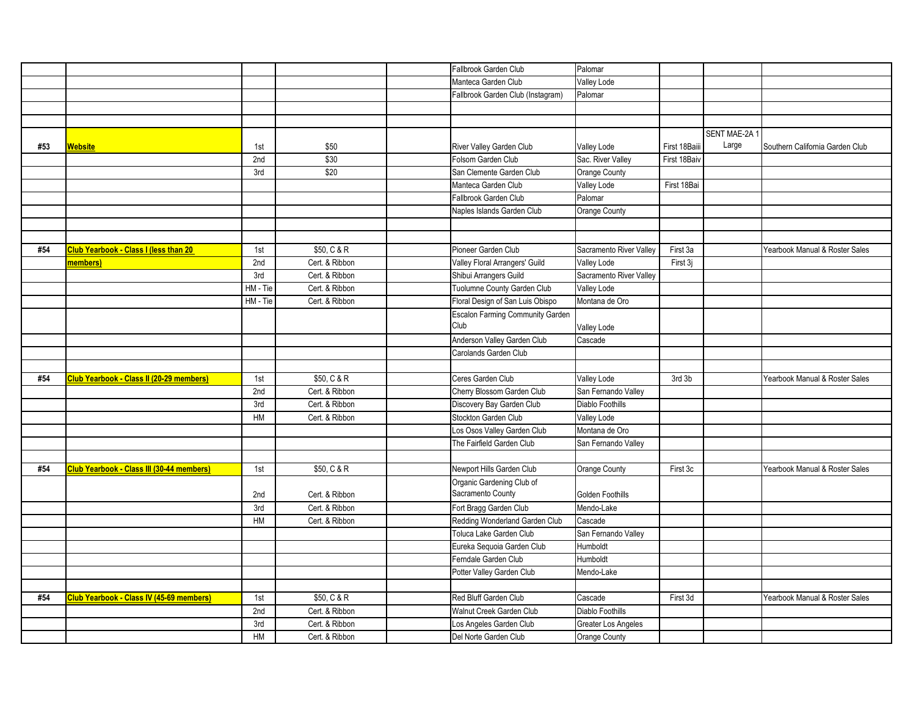| | | | | | | | | | |
|---|---|---|---|---|---|---|---|---|---|
| | | | | | Fallbrook Garden Club | Palomar | | | |
| | | | | | Manteca Garden Club | Valley Lode | | | |
| | | | | | Fallbrook Garden Club (Instagram) | Palomar | | | |
| | | | | | | | | | |
| | | | | | | | | | |
| #53 | **Website** | 1st | $50 | | River Valley Garden Club | Valley Lode | First 18Baiii | SENT MAE-2A 1 Large | Southern California Garden Club |
| | | 2nd | $30 | | Folsom Garden Club | Sac. River Valley | First 18Baiv | | |
| | | 3rd | $20 | | San Clemente Garden Club | Orange County | | | |
| | | | | | Manteca Garden Club | Valley Lode | First 18Bai | | |
| | | | | | Fallbrook Garden Club | Palomar | | | |
| | | | | | Naples Islands Garden Club | Orange County | | | |
| | | | | | | | | | |
| | | | | | | | | | |
| #54 | **Club Yearbook - Class I (less than 20 members)** | 1st | $50, C & R | | Pioneer Garden Club | Sacramento River Valley | First 3a | | Yearbook Manual & Roster Sales |
| | | 2nd | Cert. & Ribbon | | Valley Floral Arrangers' Guild | Valley Lode | First 3j | | |
| | | 3rd | Cert. & Ribbon | | Shibui Arrangers Guild | Sacramento River Valley | | | |
| | | HM - Tie | Cert. & Ribbon | | Tuolumne County Garden Club | Valley Lode | | | |
| | | HM - Tie | Cert. & Ribbon | | Floral Design of San Luis Obispo | Montana de Oro | | | |
| | | | | | Escalon Farming Community Garden Club | Valley Lode | | | |
| | | | | | Anderson Valley Garden Club | Cascade | | | |
| | | | | | Carolands Garden Club | | | | |
| | | | | | | | | | |
| #54 | **Club Yearbook - Class II (20-29 members)** | 1st | $50, C & R | | Ceres Garden Club | Valley Lode | 3rd 3b | | Yearbook Manual & Roster Sales |
| | | 2nd | Cert. & Ribbon | | Cherry Blossom Garden Club | San Fernando Valley | | | |
| | | 3rd | Cert. & Ribbon | | Discovery Bay Garden Club | Diablo Foothills | | | |
| | | HM | Cert. & Ribbon | | Stockton Garden Club | Valley Lode | | | |
| | | | | | Los Osos Valley Garden Club | Montana de Oro | | | |
| | | | | | The Fairfield Garden Club | San Fernando Valley | | | |
| | | | | | | | | | |
| #54 | **Club Yearbook - Class III (30-44 members)** | 1st | $50, C & R | | Newport Hills Garden Club | Orange County | First 3c | | Yearbook Manual & Roster Sales |
| | | 2nd | Cert. & Ribbon | | Organic Gardening Club of Sacramento County | Golden Foothills | | | |
| | | 3rd | Cert. & Ribbon | | Fort Bragg Garden Club | Mendo-Lake | | | |
| | | HM | Cert. & Ribbon | | Redding Wonderland Garden Club | Cascade | | | |
| | | | | | Toluca Lake Garden Club | San Fernando Valley | | | |
| | | | | | Eureka Sequoia Garden Club | Humboldt | | | |
| | | | | | Ferndale Garden Club | Humboldt | | | |
| | | | | | Potter Valley Garden Club | Mendo-Lake | | | |
| | | | | | | | | | |
| #54 | **Club Yearbook - Class IV (45-69 members)** | 1st | $50, C & R | | Red Bluff Garden Club | Cascade | First 3d | | Yearbook Manual & Roster Sales |
| | | 2nd | Cert. & Ribbon | | Walnut Creek Garden Club | Diablo Foothills | | | |
| | | 3rd | Cert. & Ribbon | | Los Angeles Garden Club | Greater Los Angeles | | | |
| | | HM | Cert. & Ribbon | | Del Norte Garden Club | Orange County | | | |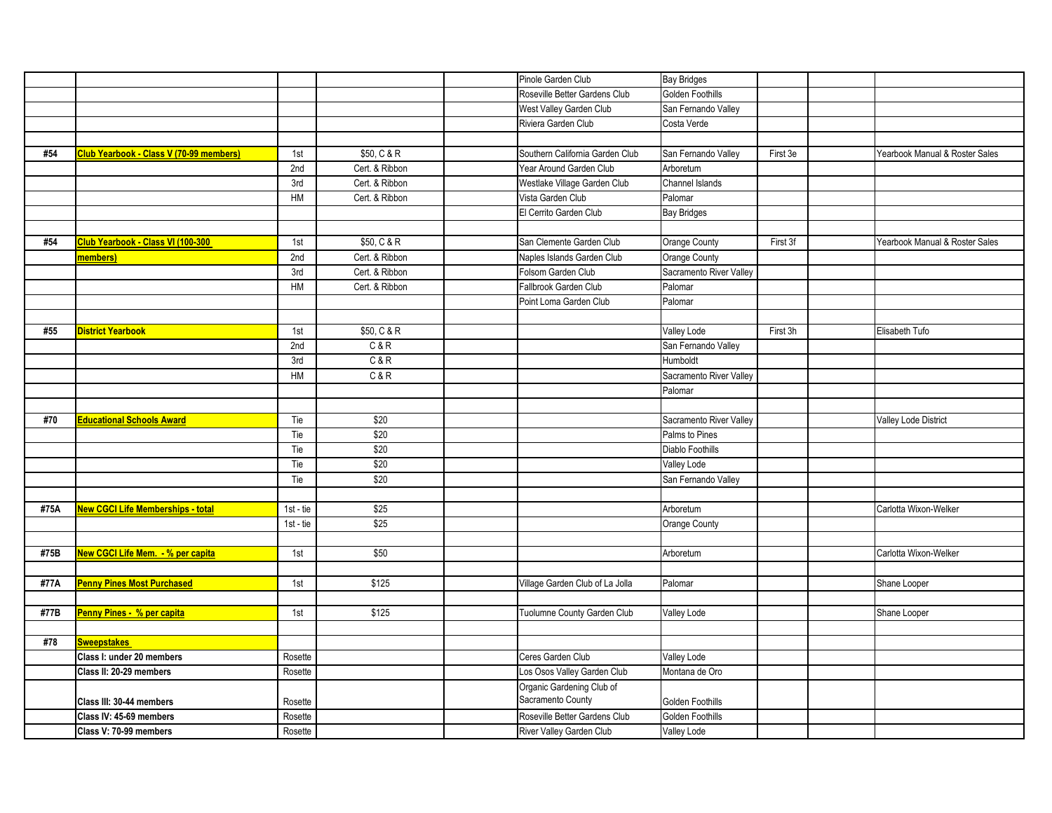| | | | | | | | | | |
|---|---|---|---|---|---|---|---|---|---|
| | | | | | Pinole Garden Club | Bay Bridges | | | |
| | | | | | Roseville Better Gardens Club | Golden Foothills | | | |
| | | | | | West Valley Garden Club | San Fernando Valley | | | |
| | | | | | Riviera Garden Club | Costa Verde | | | |
| | | | | | | | | | |
| #54 | **Club Yearbook - Class V (70-99 members)** | 1st | $50, C & R | | Southern California Garden Club | San Fernando Valley | First 3e | | Yearbook Manual & Roster Sales |
| | | 2nd | Cert. & Ribbon | | Year Around Garden Club | Arboretum | | | |
| | | 3rd | Cert. & Ribbon | | Westlake Village Garden Club | Channel Islands | | | |
| | | HM | Cert. & Ribbon | | Vista Garden Club | Palomar | | | |
| | | | | | El Cerrito Garden Club | Bay Bridges | | | |
| | | | | | | | | | |
| #54 | **Club Yearbook - Class VI (100-300 members)** | 1st | $50, C & R | | San Clemente Garden Club | Orange County | First 3f | | Yearbook Manual & Roster Sales |
| | | 2nd | Cert. & Ribbon | | Naples Islands Garden Club | Orange County | | | |
| | | 3rd | Cert. & Ribbon | | Folsom Garden Club | Sacramento River Valley | | | |
| | | HM | Cert. & Ribbon | | Fallbrook Garden Club | Palomar | | | |
| | | | | | Point Loma Garden Club | Palomar | | | |
| | | | | | | | | | |
| #55 | **District Yearbook** | 1st | $50, C & R | | | Valley Lode | First 3h | | Elisabeth Tufo |
| | | 2nd | C & R | | | San Fernando Valley | | | |
| | | 3rd | C & R | | | Humboldt | | | |
| | | HM | C & R | | | Sacramento River Valley | | | |
| | | | | | | Palomar | | | |
| | | | | | | | | | |
| #70 | **Educational Schools Award** | Tie | $20 | | | Sacramento River Valley | | | Valley Lode District |
| | | Tie | $20 | | | Palms to Pines | | | |
| | | Tie | $20 | | | Diablo Foothills | | | |
| | | Tie | $20 | | | Valley Lode | | | |
| | | Tie | $20 | | | San Fernando Valley | | | |
| | | | | | | | | | |
| #75A | **New CGCI Life Memberships - total** | 1st - tie | $25 | | | Arboretum | | | Carlotta Wixon-Welker |
| | | 1st - tie | $25 | | | Orange County | | | |
| | | | | | | | | | |
| #75B | **New CGCI Life Mem. - % per capita** | 1st | $50 | | | Arboretum | | | Carlotta Wixon-Welker |
| | | | | | | | | | |
| #77A | **Penny Pines Most Purchased** | 1st | $125 | | Village Garden Club of La Jolla | Palomar | | | Shane Looper |
| | | | | | | | | | |
| #77B | **Penny Pines - % per capita** | 1st | $125 | | Tuolumne County Garden Club | Valley Lode | | | Shane Looper |
| | | | | | | | | | |
| #78 | **Sweepstakes** | | | | | | | | |
| | **Class I: under 20 members** | Rosette | | | Ceres Garden Club | Valley Lode | | | |
| | **Class II: 20-29 members** | Rosette | | | Los Osos Valley Garden Club | Montana de Oro | | | |
| | **Class III: 30-44 members** | Rosette | | | Organic Gardening Club of Sacramento County | Golden Foothills | | | |
| | **Class IV: 45-69 members** | Rosette | | | Roseville Better Gardens Club | Golden Foothills | | | |
| | **Class V: 70-99 members** | Rosette | | | River Valley Garden Club | Valley Lode | | | |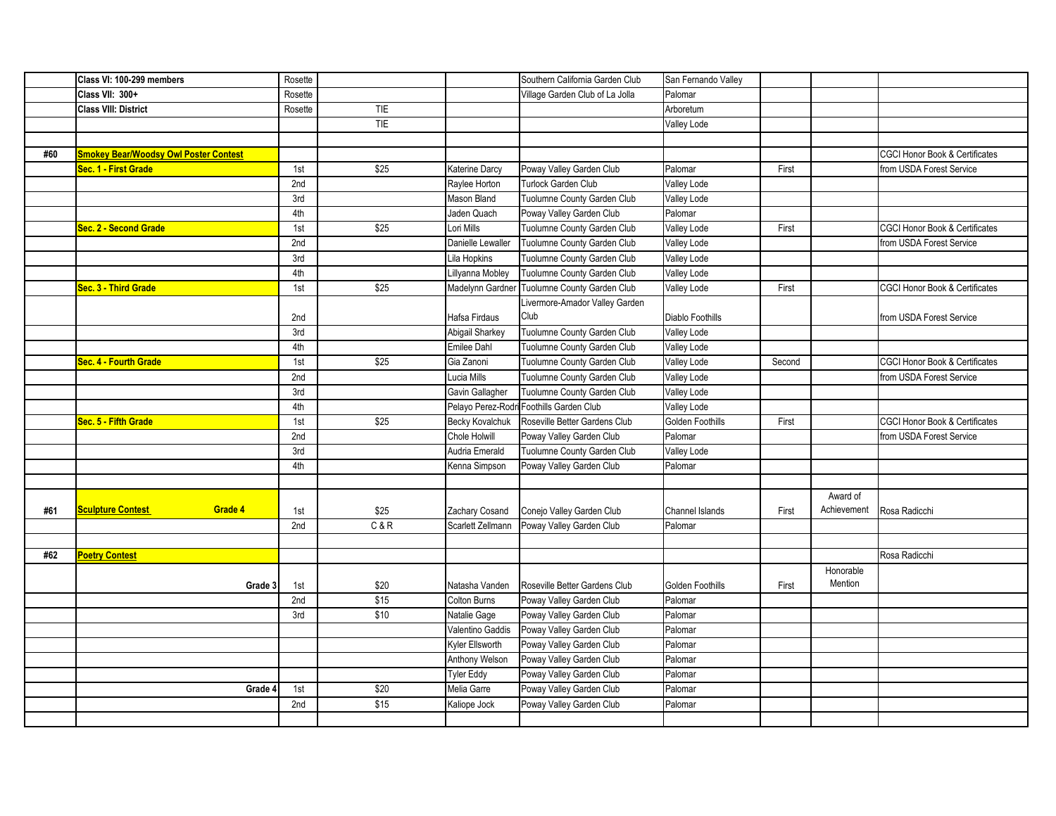| | | | | | | | | | |
|---|---|---|---|---|---|---|---|---|---|
| | **Class VI: 100-299 members** | Rosette | | | Southern California Garden Club | San Fernando Valley | | | |
| | **Class VII: 300+** | Rosette | | | Village Garden Club of La Jolla | Palomar | | | |
| | **Class VIII: District** | Rosette | TIE | | | Arboretum | | | |
| | | | TIE | | | Valley Lode | | | |
| | | | | | | | | | |
| **#60** | **Smokey Bear/Woodsy Owl Poster Contest** | | | | | | | | CGCI Honor Book & Certificates |
| | **Sec. 1 - First Grade** | 1st | $25 | Katerine Darcy | Poway Valley Garden Club | Palomar | First | | from USDA Forest Service |
| | | 2nd | | Raylee Horton | Turlock Garden Club | Valley Lode | | | |
| | | 3rd | | Mason Bland | Tuolumne County Garden Club | Valley Lode | | | |
| | | 4th | | Jaden Quach | Poway Valley Garden Club | Palomar | | | |
| | **Sec. 2 - Second Grade** | 1st | $25 | Lori Mills | Tuolumne County Garden Club | Valley Lode | First | | CGCI Honor Book & Certificates |
| | | 2nd | | Danielle Lewaller | Tuolumne County Garden Club | Valley Lode | | | from USDA Forest Service |
| | | 3rd | | Lila Hopkins | Tuolumne County Garden Club | Valley Lode | | | |
| | | 4th | | Lillyanna Mobley | Tuolumne County Garden Club | Valley Lode | | | |
| | **Sec. 3 - Third Grade** | 1st | $25 | Madelynn Gardner | Tuolumne County Garden Club | Valley Lode | First | | CGCI Honor Book & Certificates |
| | | 2nd | | Hafsa Firdaus | Livermore-Amador Valley Garden Club | Diablo Foothills | | | from USDA Forest Service |
| | | 3rd | | Abigail Sharkey | Tuolumne County Garden Club | Valley Lode | | | |
| | | 4th | | Emilee Dahl | Tuolumne County Garden Club | Valley Lode | | | |
| | **Sec. 4 - Fourth Grade** | 1st | $25 | Gia Zanoni | Tuolumne County Garden Club | Valley Lode | Second | | CGCI Honor Book & Certificates |
| | | 2nd | | Lucia Mills | Tuolumne County Garden Club | Valley Lode | | | from USDA Forest Service |
| | | 3rd | | Gavin Gallagher | Tuolumne County Garden Club | Valley Lode | | | |
| | | 4th | | Pelayo Perez-Rodri | Foothills Garden Club | Valley Lode | | | |
| | **Sec. 5 - Fifth Grade** | 1st | $25 | Becky Kovalchuk | Roseville Better Gardens Club | Golden Foothills | First | | CGCI Honor Book & Certificates |
| | | 2nd | | Chole Holwill | Poway Valley Garden Club | Palomar | | | from USDA Forest Service |
| | | 3rd | | Audria Emerald | Tuolumne County Garden Club | Valley Lode | | | |
| | | 4th | | Kenna Simpson | Poway Valley Garden Club | Palomar | | | |
| | | | | | | | | | |
| **#61** | **Sculpture Contest** **Grade 4** | 1st | $25 | Zachary Cosand | Conejo Valley Garden Club | Channel Islands | First | Award of Achievement | Rosa Radicchi |
| | | 2nd | C & R | Scarlett Zellmann | Poway Valley Garden Club | Palomar | | | |
| | | | | | | | | | |
| **#62** | **Poetry Contest** | | | | | | | | Rosa Radicchi |
| | **Grade 3** | 1st | $20 | Natasha Vanden | Roseville Better Gardens Club | Golden Foothills | First | Honorable Mention | |
| | | 2nd | $15 | Colton Burns | Poway Valley Garden Club | Palomar | | | |
| | | 3rd | $10 | Natalie Gage | Poway Valley Garden Club | Palomar | | | |
| | | | | Valentino Gaddis | Poway Valley Garden Club | Palomar | | | |
| | | | | Kyler Ellsworth | Poway Valley Garden Club | Palomar | | | |
| | | | | Anthony Welson | Poway Valley Garden Club | Palomar | | | |
| | | | | Tyler Eddy | Poway Valley Garden Club | Palomar | | | |
| | **Grade 4** | 1st | $20 | Melia Garre | Poway Valley Garden Club | Palomar | | | |
| | | 2nd | $15 | Kaliope Jock | Poway Valley Garden Club | Palomar | | | |
| | | | | | | | | | |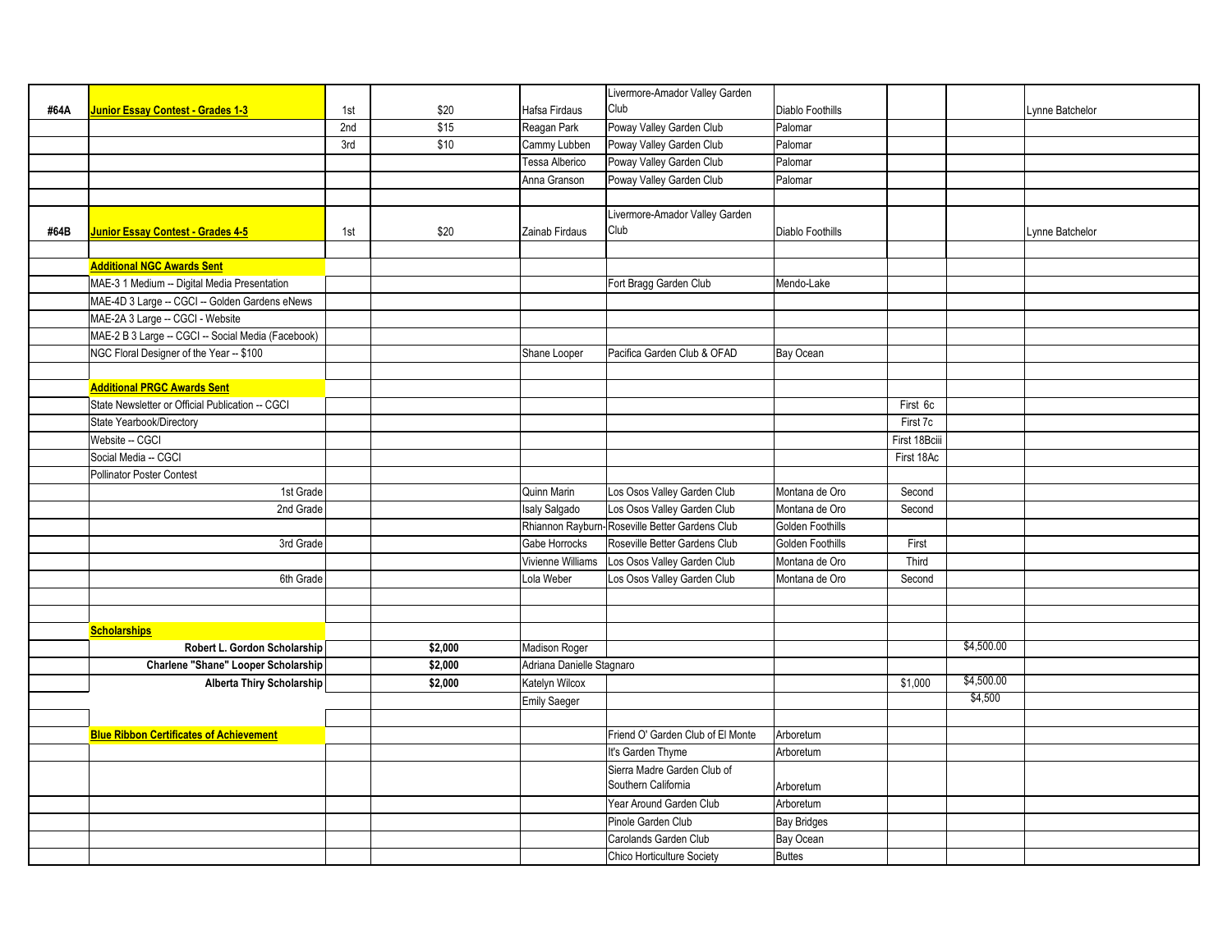| | | | | | | | | | |
|---|---|---|---|---|---|---|---|---|---|
| #64A | **Junior Essay Contest - Grades 1-3** | 1st | $20 | Hafsa Firdaus | Livermore-Amador Valley Garden Club | Diablo Foothills | | | Lynne Batchelor |
| | | 2nd | $15 | Reagan Park | Poway Valley Garden Club | Palomar | | | |
| | | 3rd | $10 | Cammy Lubben | Poway Valley Garden Club | Palomar | | | |
| | | | | Tessa Alberico | Poway Valley Garden Club | Palomar | | | |
| | | | | Anna Granson | Poway Valley Garden Club | Palomar | | | |
| | | | | | | | | | |
| #64B | **Junior Essay Contest - Grades 4-5** | 1st | $20 | Zainab Firdaus | Livermore-Amador Valley Garden Club | Diablo Foothills | | | Lynne Batchelor |
| | | | | | | | | | |
| | **Additional NGC Awards Sent** | | | | | | | | |
| | MAE-3 1 Medium -- Digital Media Presentation | | | | Fort Bragg Garden Club | Mendo-Lake | | | |
| | MAE-4D 3 Large -- CGCI -- Golden Gardens eNews | | | | | | | | |
| | MAE-2A 3 Large -- CGCI - Website | | | | | | | | |
| | MAE-2 B 3 Large -- CGCI -- Social Media (Facebook) | | | | | | | | |
| | NGC Floral Designer of the Year -- $100 | | | Shane Looper | Pacifica Garden Club & OFAD | Bay Ocean | | | |
| | | | | | | | | | |
| | **Additional PRGC Awards Sent** | | | | | | | | |
| | State Newsletter or Official Publication -- CGCI | | | | | | First 6c | | |
| | State Yearbook/Directory | | | | | | First 7c | | |
| | Website -- CGCI | | | | | | First 18Bciii | | |
| | Social Media -- CGCI | | | | | | First 18Ac | | |
| | Pollinator Poster Contest | | | | | | | | |
| | 1st Grade | | | Quinn Marin | Los Osos Valley Garden Club | Montana de Oro | Second | | |
| | 2nd Grade | | | Isaly Salgado | Los Osos Valley Garden Club | Montana de Oro | Second | | |
| | | | | Rhiannon Rayburn- | Roseville Better Gardens Club | Golden Foothills | | | |
| | 3rd Grade | | | Gabe Horrocks | Roseville Better Gardens Club | Golden Foothills | First | | |
| | | | | Vivienne Williams | Los Osos Valley Garden Club | Montana de Oro | Third | | |
| | 6th Grade | | | Lola Weber | Los Osos Valley Garden Club | Montana de Oro | Second | | |
| | | | | | | | | | |
| | | | | | | | | | |
| | **Scholarships** | | | | | | | | |
| | **Robert L. Gordon Scholarship** | | **$2,000** | Madison Roger | | | | $4,500.00 | |
| | **Charlene "Shane" Looper Scholarship** | | **$2,000** | Adriana Danielle Stagnaro | | | | | |
| | **Alberta Thiry Scholarship** | | **$2,000** | Katelyn Wilcox | | | $1,000 | $4,500.00 | |
| | | | | Emily Saeger | | | | $4,500 | |
| | | | | | | | | | |
| | **Blue Ribbon Certificates of Achievement** | | | | Friend O' Garden Club of El Monte | Arboretum | | | |
| | | | | | It's Garden Thyme | Arboretum | | | |
| | | | | | Sierra Madre Garden Club of Southern California | Arboretum | | | |
| | | | | | Year Around Garden Club | Arboretum | | | |
| | | | | | Pinole Garden Club | Bay Bridges | | | |
| | | | | | Carolands Garden Club | Bay Ocean | | | |
| | | | | | Chico Horticulture Society | Buttes | | | |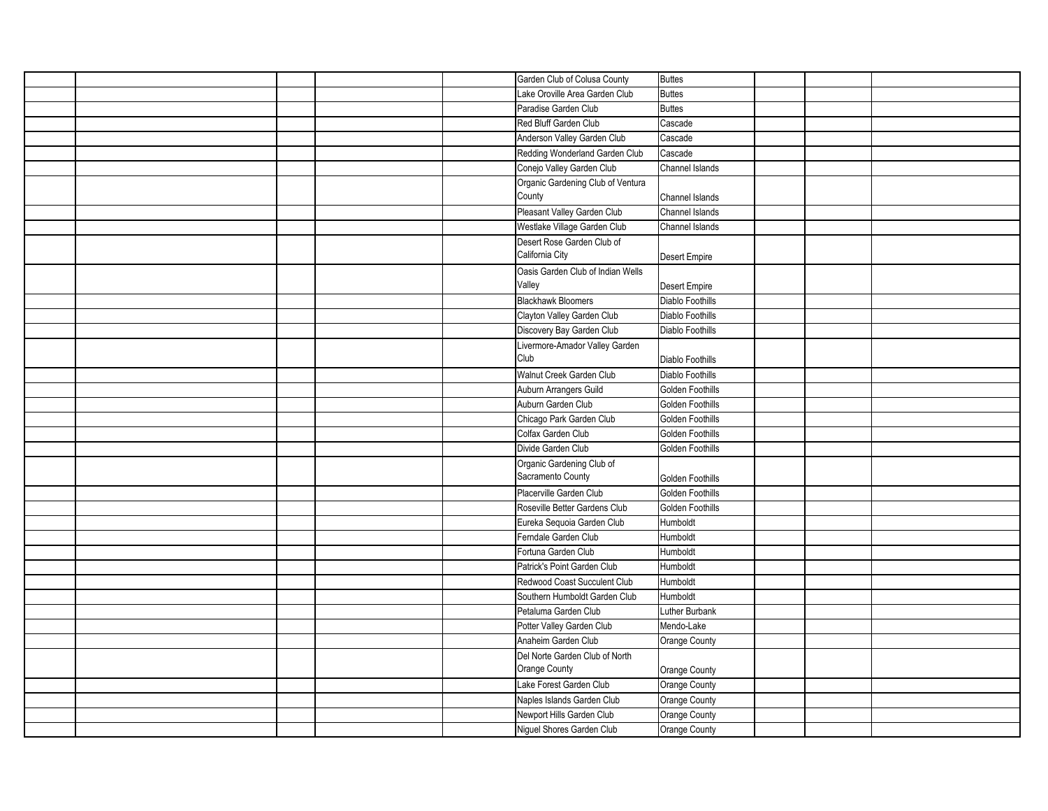| | | | | | | | | | |
|---|---|---|---|---|---|---|---|---|---|
| | | | | | Garden Club of Colusa County | Buttes | | | |
| | | | | | Lake Oroville Area Garden Club | Buttes | | | |
| | | | | | Paradise Garden Club | Buttes | | | |
| | | | | | Red Bluff Garden Club | Cascade | | | |
| | | | | | Anderson Valley Garden Club | Cascade | | | |
| | | | | | Redding Wonderland Garden Club | Cascade | | | |
| | | | | | Conejo Valley Garden Club | Channel Islands | | | |
| | | | | | Organic Gardening Club of Ventura County | Channel Islands | | | |
| | | | | | Pleasant Valley Garden Club | Channel Islands | | | |
| | | | | | Westlake Village Garden Club | Channel Islands | | | |
| | | | | | Desert Rose Garden Club of California City | Desert Empire | | | |
| | | | | | Oasis Garden Club of Indian Wells Valley | Desert Empire | | | |
| | | | | | Blackhawk Bloomers | Diablo Foothills | | | |
| | | | | | Clayton Valley Garden Club | Diablo Foothills | | | |
| | | | | | Discovery Bay Garden Club | Diablo Foothills | | | |
| | | | | | Livermore-Amador Valley Garden Club | Diablo Foothills | | | |
| | | | | | Walnut Creek Garden Club | Diablo Foothills | | | |
| | | | | | Auburn Arrangers Guild | Golden Foothills | | | |
| | | | | | Auburn Garden Club | Golden Foothills | | | |
| | | | | | Chicago Park Garden Club | Golden Foothills | | | |
| | | | | | Colfax Garden Club | Golden Foothills | | | |
| | | | | | Divide Garden Club | Golden Foothills | | | |
| | | | | | Organic Gardening Club of Sacramento County | Golden Foothills | | | |
| | | | | | Placerville Garden Club | Golden Foothills | | | |
| | | | | | Roseville Better Gardens Club | Golden Foothills | | | |
| | | | | | Eureka Sequoia Garden Club | Humboldt | | | |
| | | | | | Ferndale Garden Club | Humboldt | | | |
| | | | | | Fortuna Garden Club | Humboldt | | | |
| | | | | | Patrick's Point Garden Club | Humboldt | | | |
| | | | | | Redwood Coast Succulent Club | Humboldt | | | |
| | | | | | Southern Humboldt Garden Club | Humboldt | | | |
| | | | | | Petaluma Garden Club | Luther Burbank | | | |
| | | | | | Potter Valley Garden Club | Mendo-Lake | | | |
| | | | | | Anaheim Garden Club | Orange County | | | |
| | | | | | Del Norte Garden Club of North Orange County | Orange County | | | |
| | | | | | Lake Forest Garden Club | Orange County | | | |
| | | | | | Naples Islands Garden Club | Orange County | | | |
| | | | | | Newport Hills Garden Club | Orange County | | | |
| | | | | | Niguel Shores Garden Club | Orange County | | | |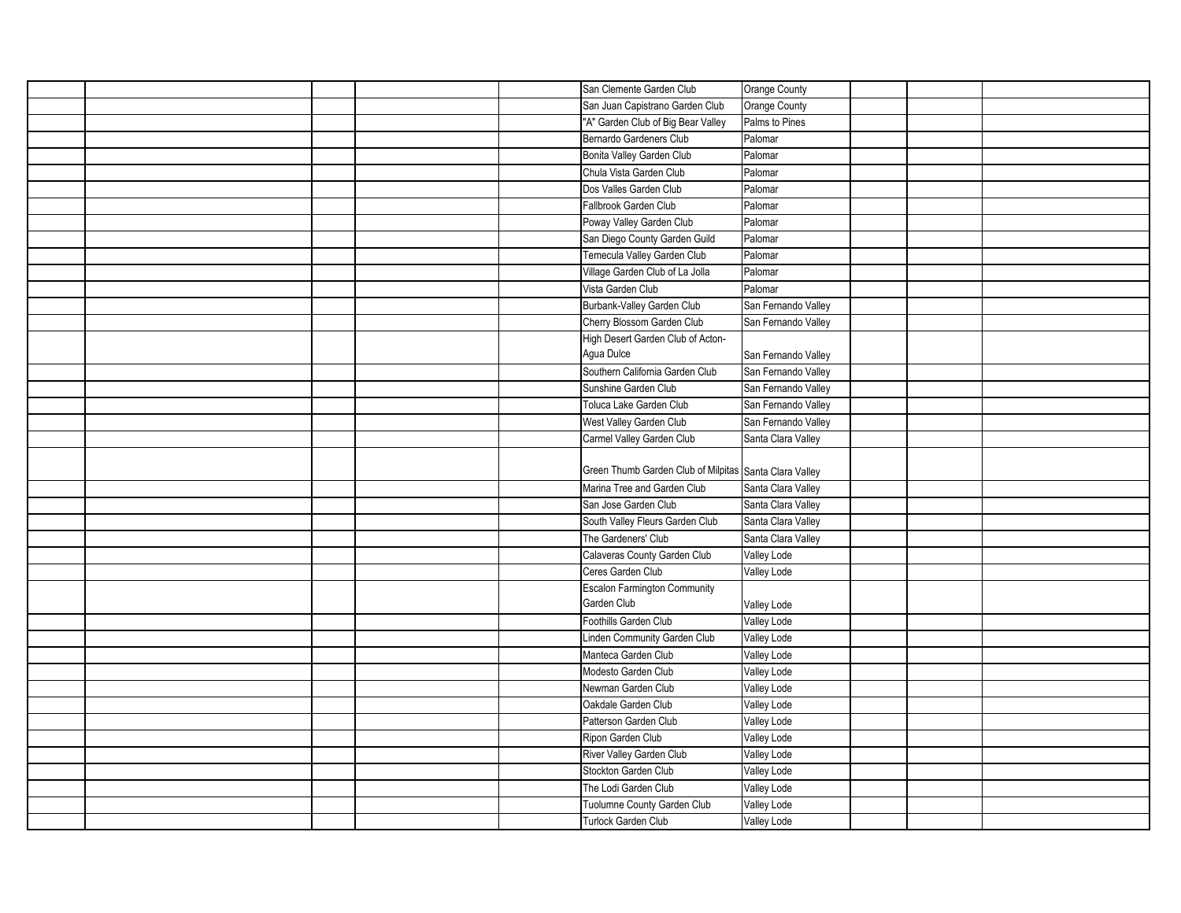| | | | | | | | | | |
|---|---|---|---|---|---|---|---|---|---|
| | | | | | San Clemente Garden Club | Orange County | | | |
| | | | | | San Juan Capistrano Garden Club | Orange County | | | |
| | | | | | "A" Garden Club of Big Bear Valley | Palms to Pines | | | |
| | | | | | Bernardo Gardeners Club | Palomar | | | |
| | | | | | Bonita Valley Garden Club | Palomar | | | |
| | | | | | Chula Vista Garden Club | Palomar | | | |
| | | | | | Dos Valles Garden Club | Palomar | | | |
| | | | | | Fallbrook Garden Club | Palomar | | | |
| | | | | | Poway Valley Garden Club | Palomar | | | |
| | | | | | San Diego County Garden Guild | Palomar | | | |
| | | | | | Temecula Valley Garden Club | Palomar | | | |
| | | | | | Village Garden Club of La Jolla | Palomar | | | |
| | | | | | Vista Garden Club | Palomar | | | |
| | | | | | Burbank-Valley Garden Club | San Fernando Valley | | | |
| | | | | | Cherry Blossom Garden Club | San Fernando Valley | | | |
| | | | | | High Desert Garden Club of Acton-Agua Dulce | San Fernando Valley | | | |
| | | | | | Southern California Garden Club | San Fernando Valley | | | |
| | | | | | Sunshine Garden Club | San Fernando Valley | | | |
| | | | | | Toluca Lake Garden Club | San Fernando Valley | | | |
| | | | | | West Valley Garden Club | San Fernando Valley | | | |
| | | | | | Carmel Valley Garden Club | Santa Clara Valley | | | |
| | | | | | Green Thumb Garden Club of Milpitas | Santa Clara Valley | | | |
| | | | | | Marina Tree and Garden Club | Santa Clara Valley | | | |
| | | | | | San Jose Garden Club | Santa Clara Valley | | | |
| | | | | | South Valley Fleurs Garden Club | Santa Clara Valley | | | |
| | | | | | The Gardeners' Club | Santa Clara Valley | | | |
| | | | | | Calaveras County Garden Club | Valley Lode | | | |
| | | | | | Ceres Garden Club | Valley Lode | | | |
| | | | | | Escalon Farmington Community Garden Club | Valley Lode | | | |
| | | | | | Foothills Garden Club | Valley Lode | | | |
| | | | | | Linden Community Garden Club | Valley Lode | | | |
| | | | | | Manteca Garden Club | Valley Lode | | | |
| | | | | | Modesto Garden Club | Valley Lode | | | |
| | | | | | Newman Garden Club | Valley Lode | | | |
| | | | | | Oakdale Garden Club | Valley Lode | | | |
| | | | | | Patterson Garden Club | Valley Lode | | | |
| | | | | | Ripon Garden Club | Valley Lode | | | |
| | | | | | River Valley Garden Club | Valley Lode | | | |
| | | | | | Stockton Garden Club | Valley Lode | | | |
| | | | | | The Lodi Garden Club | Valley Lode | | | |
| | | | | | Tuolumne County Garden Club | Valley Lode | | | |
| | | | | | Turlock Garden Club | Valley Lode | | | |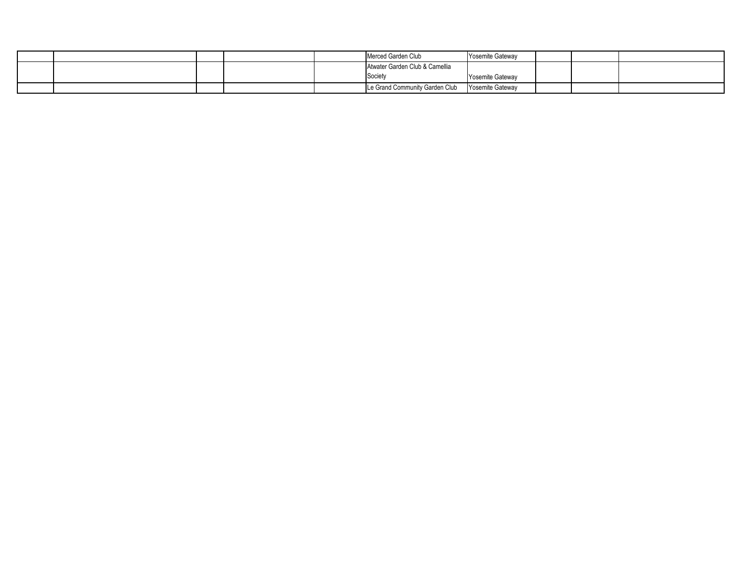| | | | | | | | | | |
|---|---|---|---|---|---|---|---|---|---|
| | | | | | Merced Garden Club | Yosemite Gateway | | | |
| | | | | | Atwater Garden Club & Camellia Society | Yosemite Gateway | | | |
| | | | | | Le Grand Community Garden Club | Yosemite Gateway | | | |